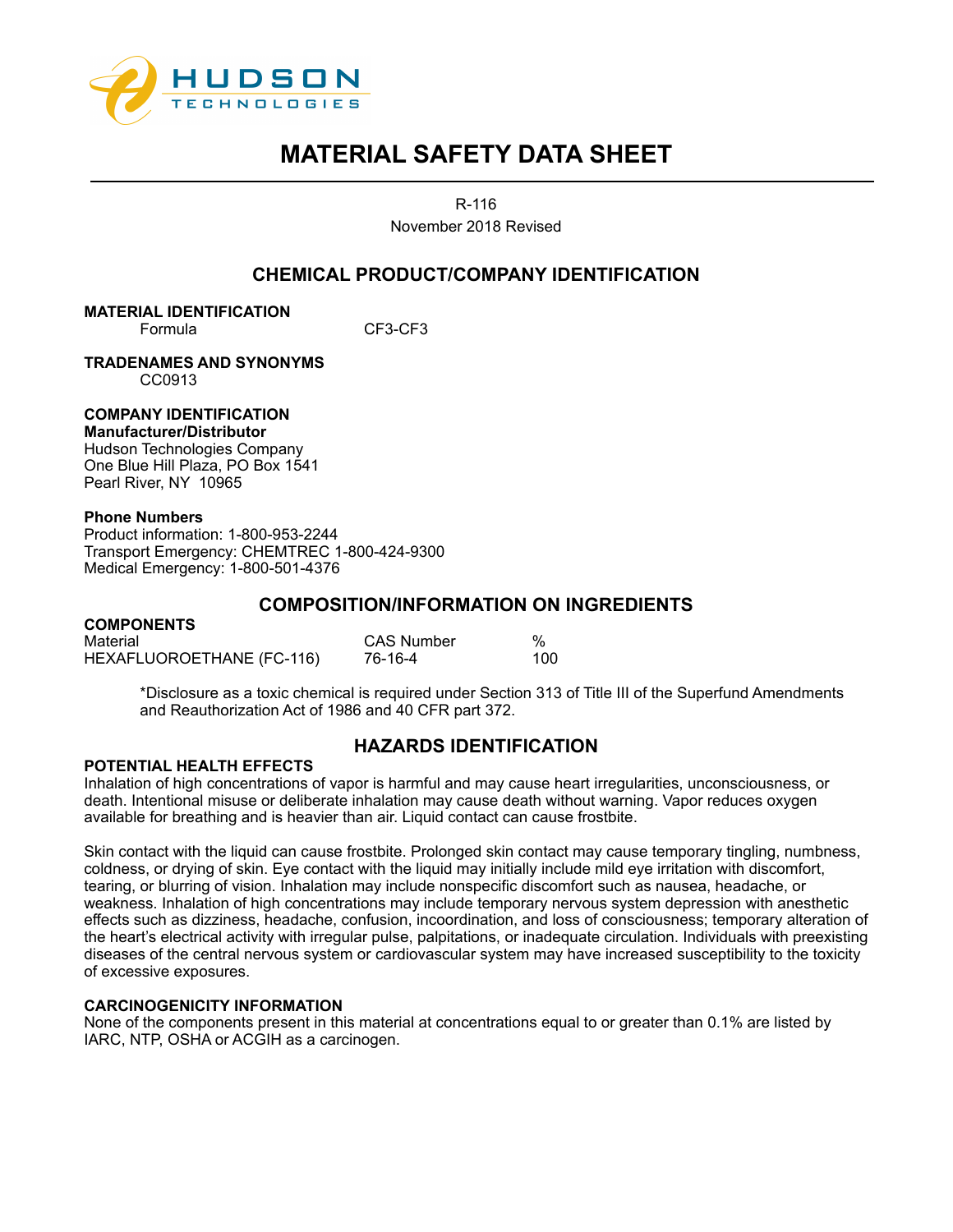HUDSON TECHNOLOGIES

# MATERIAL SAFETY DATA SHEET

R-116

November 2018 Revised

## CHEMICAL PRODUCT/COMPANY IDENTIFICATION

**MATERIAL IDENTIFICATION**

Formula CF3-CF3

**TRADENAMES AND SYNONYMS**

CC0913

**COMPANY IDENTIFICATION**

**Manufacturer/Distributor**

Hudson Technologies Company
One Blue Hill Plaza, PO Box 1541
Pearl River, NY 10965

**Phone Numbers**

Product information: 1-800-953-2244
Transport Emergency: CHEMTREC 1-800-424-9300
Medical Emergency: 1-800-501-4376

## COMPOSITION/INFORMATION ON INGREDIENTS

**COMPONENTS**

| Material | CAS Number | % |
|---|---|---|
| HEXAFLUOROETHANE (FC-116) | 76-16-4 | 100 |

*Disclosure as a toxic chemical is required under Section 313 of Title III of the Superfund Amendments and Reauthorization Act of 1986 and 40 CFR part 372.

## HAZARDS IDENTIFICATION

**POTENTIAL HEALTH EFFECTS**

Inhalation of high concentrations of vapor is harmful and may cause heart irregularities, unconsciousness, or death. Intentional misuse or deliberate inhalation may cause death without warning. Vapor reduces oxygen available for breathing and is heavier than air. Liquid contact can cause frostbite.

Skin contact with the liquid can cause frostbite. Prolonged skin contact may cause temporary tingling, numbness, coldness, or drying of skin. Eye contact with the liquid may initially include mild eye irritation with discomfort, tearing, or blurring of vision. Inhalation may include nonspecific discomfort such as nausea, headache, or weakness. Inhalation of high concentrations may include temporary nervous system depression with anesthetic effects such as dizziness, headache, confusion, incoordination, and loss of consciousness; temporary alteration of the heart's electrical activity with irregular pulse, palpitations, or inadequate circulation. Individuals with preexisting diseases of the central nervous system or cardiovascular system may have increased susceptibility to the toxicity of excessive exposures.

**CARCINOGENICITY INFORMATION**

None of the components present in this material at concentrations equal to or greater than 0.1% are listed by IARC, NTP, OSHA or ACGIH as a carcinogen.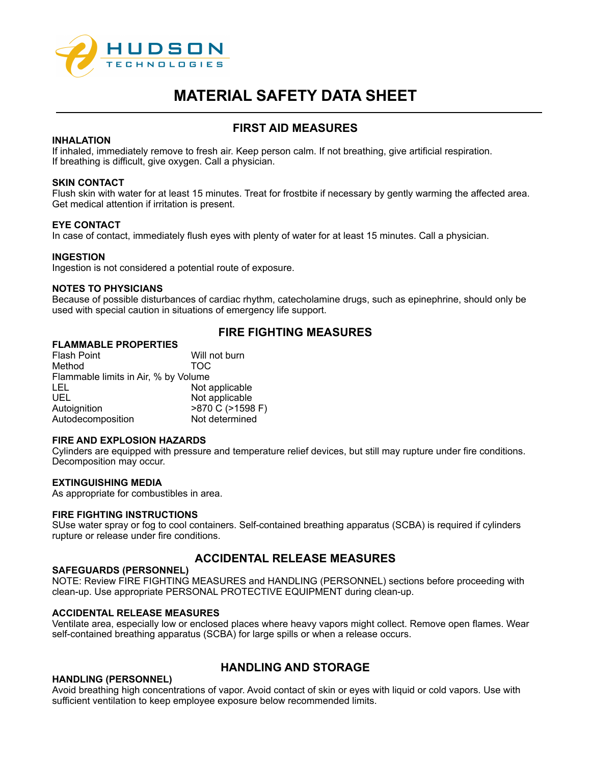# MATERIAL SAFETY DATA SHEET

## FIRST AID MEASURES

**INHALATION**
If inhaled, immediately remove to fresh air. Keep person calm. If not breathing, give artificial respiration. If breathing is difficult, give oxygen. Call a physician.

**SKIN CONTACT**
Flush skin with water for at least 15 minutes. Treat for frostbite if necessary by gently warming the affected area. Get medical attention if irritation is present.

**EYE CONTACT**
In case of contact, immediately flush eyes with plenty of water for at least 15 minutes. Call a physician.

**INGESTION**
Ingestion is not considered a potential route of exposure.

**NOTES TO PHYSICIANS**
Because of possible disturbances of cardiac rhythm, catecholamine drugs, such as epinephrine, should only be used with special caution in situations of emergency life support.

## FIRE FIGHTING MEASURES

**FLAMMABLE PROPERTIES**

| | |
|---|---|
| Flash Point | Will not burn |
| Method | TOC |
| Flammable limits in Air, % by Volume | |
| LEL | Not applicable |
| UEL | Not applicable |
| Autoignition | >870 C (>1598 F) |
| Autodecomposition | Not determined |

**FIRE AND EXPLOSION HAZARDS**
Cylinders are equipped with pressure and temperature relief devices, but still may rupture under fire conditions. Decomposition may occur.

**EXTINGUISHING MEDIA**
As appropriate for combustibles in area.

**FIRE FIGHTING INSTRUCTIONS**
SUse water spray or fog to cool containers. Self-contained breathing apparatus (SCBA) is required if cylinders rupture or release under fire conditions.

## ACCIDENTAL RELEASE MEASURES

**SAFEGUARDS (PERSONNEL)**
NOTE: Review FIRE FIGHTING MEASURES and HANDLING (PERSONNEL) sections before proceeding with clean-up. Use appropriate PERSONAL PROTECTIVE EQUIPMENT during clean-up.

**ACCIDENTAL RELEASE MEASURES**
Ventilate area, especially low or enclosed places where heavy vapors might collect. Remove open flames. Wear self-contained breathing apparatus (SCBA) for large spills or when a release occurs.

## HANDLING AND STORAGE

**HANDLING (PERSONNEL)**
Avoid breathing high concentrations of vapor. Avoid contact of skin or eyes with liquid or cold vapors. Use with sufficient ventilation to keep employee exposure below recommended limits.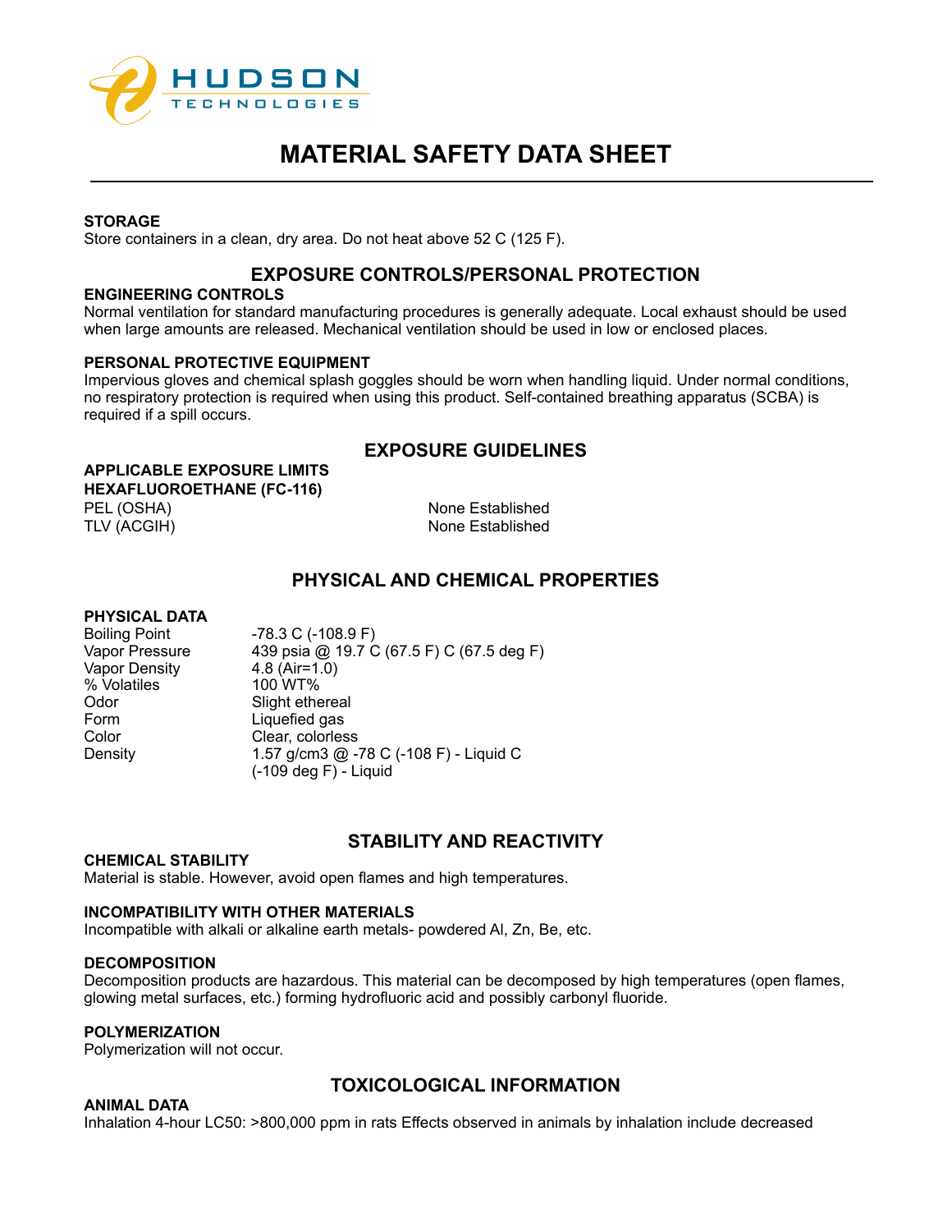# MATERIAL SAFETY DATA SHEET

**STORAGE**
Store containers in a clean, dry area. Do not heat above 52 C (125 F).

## EXPOSURE CONTROLS/PERSONAL PROTECTION

**ENGINEERING CONTROLS**
Normal ventilation for standard manufacturing procedures is generally adequate. Local exhaust should be used when large amounts are released. Mechanical ventilation should be used in low or enclosed places.

**PERSONAL PROTECTIVE EQUIPMENT**
Impervious gloves and chemical splash goggles should be worn when handling liquid. Under normal conditions, no respiratory protection is required when using this product. Self-contained breathing apparatus (SCBA) is required if a spill occurs.

## EXPOSURE GUIDELINES

**APPLICABLE EXPOSURE LIMITS**
**HEXAFLUOROETHANE (FC-116)**

| | |
|---|---|
| PEL (OSHA) | None Established |
| TLV (ACGIH) | None Established |

## PHYSICAL AND CHEMICAL PROPERTIES

**PHYSICAL DATA**

| | |
|---|---|
| Boiling Point | -78.3 C (-108.9 F) |
| Vapor Pressure | 439 psia @ 19.7 C (67.5 F) C (67.5 deg F) |
| Vapor Density | 4.8 (Air=1.0) |
| % Volatiles | 100 WT% |
| Odor | Slight ethereal |
| Form | Liquefied gas |
| Color | Clear, colorless |
| Density | 1.57 g/cm3 @ -78 C (-108 F) - Liquid C (-109 deg F) - Liquid |

## STABILITY AND REACTIVITY

**CHEMICAL STABILITY**
Material is stable. However, avoid open flames and high temperatures.

**INCOMPATIBILITY WITH OTHER MATERIALS**
Incompatible with alkali or alkaline earth metals- powdered Al, Zn, Be, etc.

**DECOMPOSITION**
Decomposition products are hazardous. This material can be decomposed by high temperatures (open flames, glowing metal surfaces, etc.) forming hydrofluoric acid and possibly carbonyl fluoride.

**POLYMERIZATION**
Polymerization will not occur.

## TOXICOLOGICAL INFORMATION

**ANIMAL DATA**
Inhalation 4-hour LC50: >800,000 ppm in rats Effects observed in animals by inhalation include decreased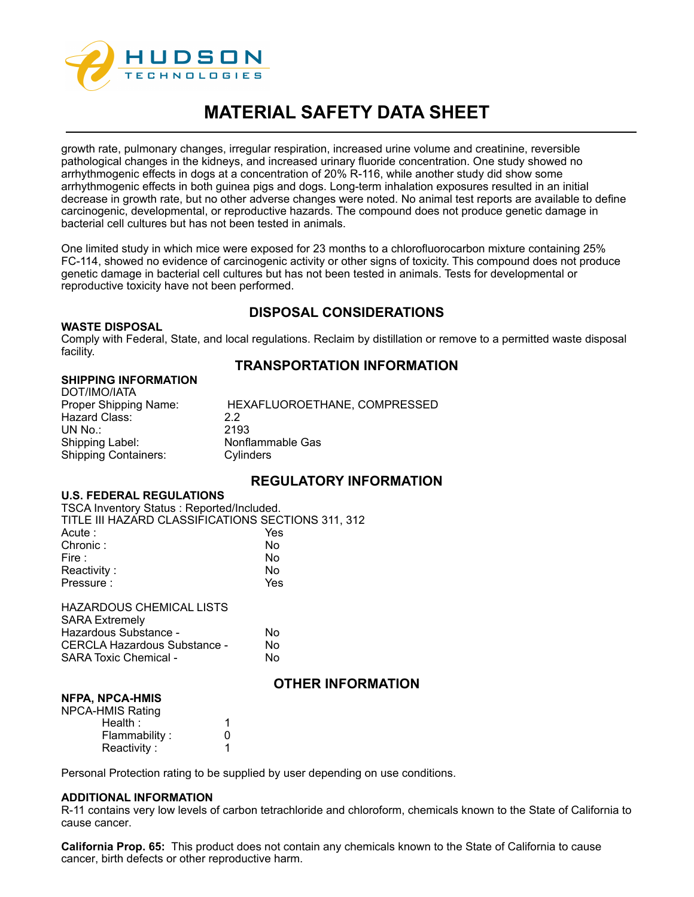growth rate, pulmonary changes, irregular respiration, increased urine volume and creatinine, reversible pathological changes in the kidneys, and increased urinary fluoride concentration. One study showed no arrhythmogenic effects in dogs at a concentration of 20% R-116, while another study did show some arrhythmogenic effects in both guinea pigs and dogs. Long-term inhalation exposures resulted in an initial decrease in growth rate, but no other adverse changes were noted. No animal test reports are available to define carcinogenic, developmental, or reproductive hazards. The compound does not produce genetic damage in bacterial cell cultures but has not been tested in animals.

One limited study in which mice were exposed for 23 months to a chlorofluorocarbon mixture containing 25% FC-114, showed no evidence of carcinogenic activity or other signs of toxicity. This compound does not produce genetic damage in bacterial cell cultures but has not been tested in animals. Tests for developmental or reproductive toxicity have not been performed.

## DISPOSAL CONSIDERATIONS

**WASTE DISPOSAL**

Comply with Federal, State, and local regulations. Reclaim by distillation or remove to a permitted waste disposal facility.

## TRANSPORTATION INFORMATION

**SHIPPING INFORMATION**

DOT/IMO/IATA

| | |
|---|---|
| Proper Shipping Name: | HEXAFLUOROETHANE, COMPRESSED |
| Hazard Class: | 2.2 |
| UN No.: | 2193 |
| Shipping Label: | Nonflammable Gas |
| Shipping Containers: | Cylinders |

## REGULATORY INFORMATION

**U.S. FEDERAL REGULATIONS**

TSCA Inventory Status : Reported/Included.

TITLE III HAZARD CLASSIFICATIONS SECTIONS 311, 312

| | |
|---|---|
| Acute : | Yes |
| Chronic : | No |
| Fire : | No |
| Reactivity : | No |
| Pressure : | Yes |

HAZARDOUS CHEMICAL LISTS

| | |
|---|---|
| SARA Extremely Hazardous Substance - | No |
| CERCLA Hazardous Substance - | No |
| SARA Toxic Chemical - | No |

## OTHER INFORMATION

**NFPA, NPCA-HMIS**

NPCA-HMIS Rating

| | |
|---|---|
| Health : | 1 |
| Flammability : | 0 |
| Reactivity : | 1 |

Personal Protection rating to be supplied by user depending on use conditions.

**ADDITIONAL INFORMATION**

R-11 contains very low levels of carbon tetrachloride and chloroform, chemicals known to the State of California to cause cancer.

**California Prop. 65:** This product does not contain any chemicals known to the State of California to cause cancer, birth defects or other reproductive harm.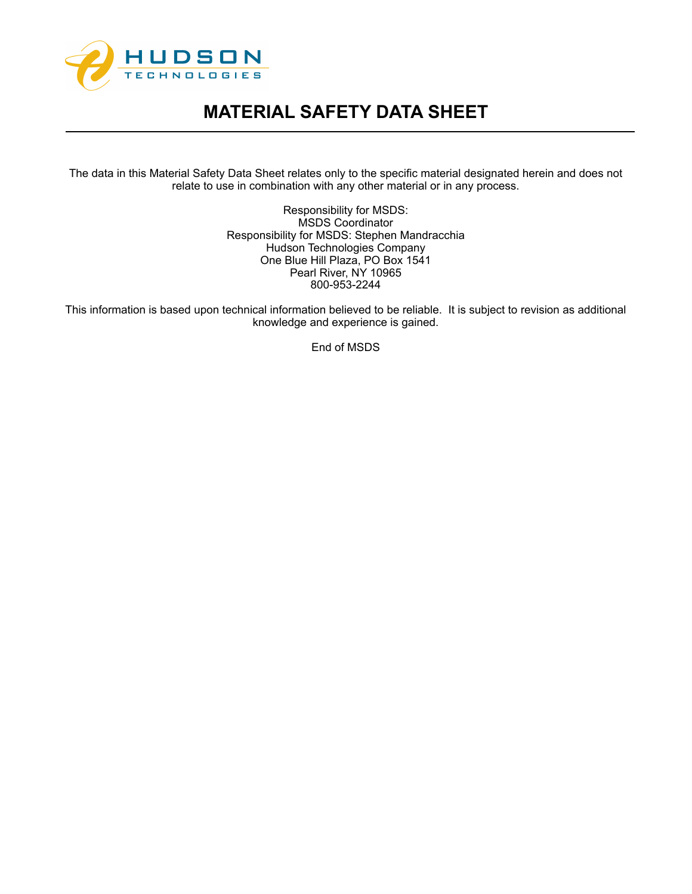# MATERIAL SAFETY DATA SHEET

The data in this Material Safety Data Sheet relates only to the specific material designated herein and does not relate to use in combination with any other material or in any process.

Responsibility for MSDS:
MSDS Coordinator
Responsibility for MSDS: Stephen Mandracchia
Hudson Technologies Company
One Blue Hill Plaza, PO Box 1541
Pearl River, NY 10965
800-953-2244

This information is based upon technical information believed to be reliable. It is subject to revision as additional knowledge and experience is gained.

End of MSDS